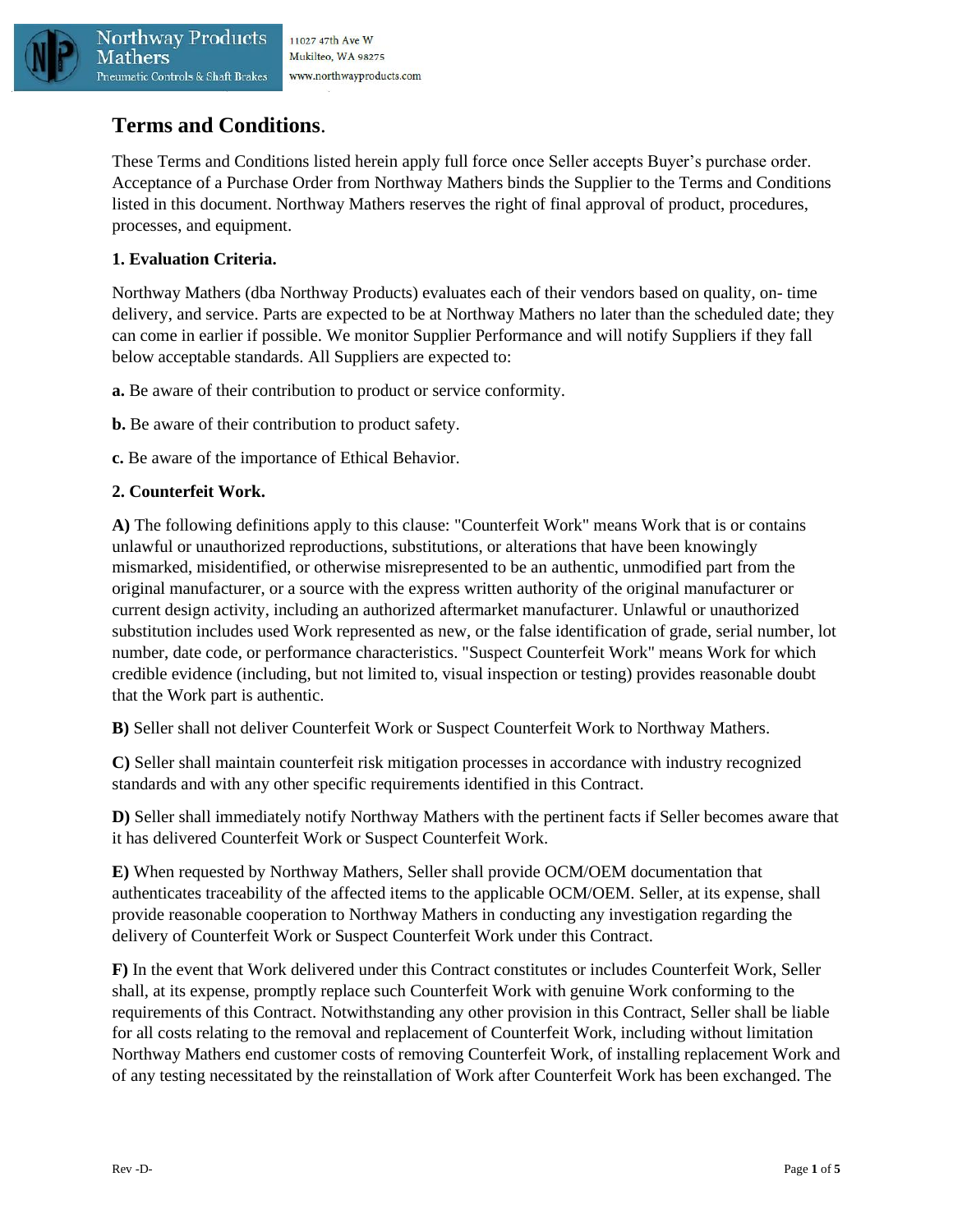Northway Products Mathers
Pneumatic Controls & Shaft Brakes

11027 47th Ave W
Mukilteo, WA 98275
www.northwayproducts.com

# Terms and Conditions.

These Terms and Conditions listed herein apply full force once Seller accepts Buyer's purchase order. Acceptance of a Purchase Order from Northway Mathers binds the Supplier to the Terms and Conditions listed in this document. Northway Mathers reserves the right of final approval of product, procedures, processes, and equipment.

**1. Evaluation Criteria.**

Northway Mathers (dba Northway Products) evaluates each of their vendors based on quality, on- time delivery, and service. Parts are expected to be at Northway Mathers no later than the scheduled date; they can come in earlier if possible. We monitor Supplier Performance and will notify Suppliers if they fall below acceptable standards. All Suppliers are expected to:

**a.** Be aware of their contribution to product or service conformity.

**b.** Be aware of their contribution to product safety.

**c.** Be aware of the importance of Ethical Behavior.

**2. Counterfeit Work.**

**A)** The following definitions apply to this clause: "Counterfeit Work" means Work that is or contains unlawful or unauthorized reproductions, substitutions, or alterations that have been knowingly mismarked, misidentified, or otherwise misrepresented to be an authentic, unmodified part from the original manufacturer, or a source with the express written authority of the original manufacturer or current design activity, including an authorized aftermarket manufacturer. Unlawful or unauthorized substitution includes used Work represented as new, or the false identification of grade, serial number, lot number, date code, or performance characteristics. "Suspect Counterfeit Work" means Work for which credible evidence (including, but not limited to, visual inspection or testing) provides reasonable doubt that the Work part is authentic.

**B)** Seller shall not deliver Counterfeit Work or Suspect Counterfeit Work to Northway Mathers.

**C)** Seller shall maintain counterfeit risk mitigation processes in accordance with industry recognized standards and with any other specific requirements identified in this Contract.

**D)** Seller shall immediately notify Northway Mathers with the pertinent facts if Seller becomes aware that it has delivered Counterfeit Work or Suspect Counterfeit Work.

**E)** When requested by Northway Mathers, Seller shall provide OCM/OEM documentation that authenticates traceability of the affected items to the applicable OCM/OEM. Seller, at its expense, shall provide reasonable cooperation to Northway Mathers in conducting any investigation regarding the delivery of Counterfeit Work or Suspect Counterfeit Work under this Contract.

**F)** In the event that Work delivered under this Contract constitutes or includes Counterfeit Work, Seller shall, at its expense, promptly replace such Counterfeit Work with genuine Work conforming to the requirements of this Contract. Notwithstanding any other provision in this Contract, Seller shall be liable for all costs relating to the removal and replacement of Counterfeit Work, including without limitation Northway Mathers end customer costs of removing Counterfeit Work, of installing replacement Work and of any testing necessitated by the reinstallation of Work after Counterfeit Work has been exchanged. The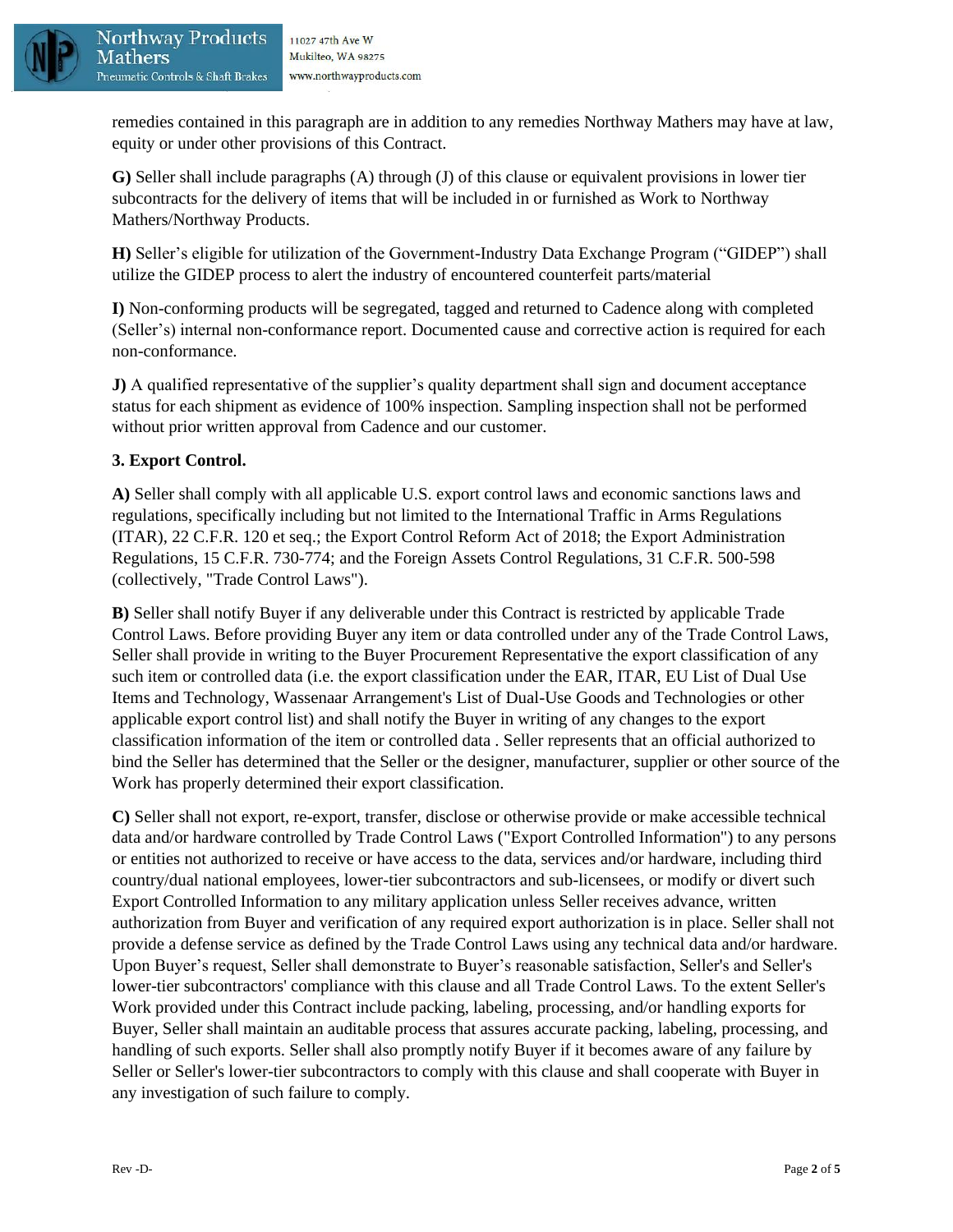remedies contained in this paragraph are in addition to any remedies Northway Mathers may have at law, equity or under other provisions of this Contract.

**G)** Seller shall include paragraphs (A) through (J) of this clause or equivalent provisions in lower tier subcontracts for the delivery of items that will be included in or furnished as Work to Northway Mathers/Northway Products.

**H)** Seller's eligible for utilization of the Government-Industry Data Exchange Program ("GIDEP") shall utilize the GIDEP process to alert the industry of encountered counterfeit parts/material

**I)** Non-conforming products will be segregated, tagged and returned to Cadence along with completed (Seller's) internal non-conformance report. Documented cause and corrective action is required for each non-conformance.

**J)** A qualified representative of the supplier's quality department shall sign and document acceptance status for each shipment as evidence of 100% inspection. Sampling inspection shall not be performed without prior written approval from Cadence and our customer.

**3. Export Control.**

**A)** Seller shall comply with all applicable U.S. export control laws and economic sanctions laws and regulations, specifically including but not limited to the International Traffic in Arms Regulations (ITAR), 22 C.F.R. 120 et seq.; the Export Control Reform Act of 2018; the Export Administration Regulations, 15 C.F.R. 730-774; and the Foreign Assets Control Regulations, 31 C.F.R. 500-598 (collectively, "Trade Control Laws").

**B)** Seller shall notify Buyer if any deliverable under this Contract is restricted by applicable Trade Control Laws. Before providing Buyer any item or data controlled under any of the Trade Control Laws, Seller shall provide in writing to the Buyer Procurement Representative the export classification of any such item or controlled data (i.e. the export classification under the EAR, ITAR, EU List of Dual Use Items and Technology, Wassenaar Arrangement's List of Dual-Use Goods and Technologies or other applicable export control list) and shall notify the Buyer in writing of any changes to the export classification information of the item or controlled data . Seller represents that an official authorized to bind the Seller has determined that the Seller or the designer, manufacturer, supplier or other source of the Work has properly determined their export classification.

**C)** Seller shall not export, re-export, transfer, disclose or otherwise provide or make accessible technical data and/or hardware controlled by Trade Control Laws ("Export Controlled Information") to any persons or entities not authorized to receive or have access to the data, services and/or hardware, including third country/dual national employees, lower-tier subcontractors and sub-licensees, or modify or divert such Export Controlled Information to any military application unless Seller receives advance, written authorization from Buyer and verification of any required export authorization is in place. Seller shall not provide a defense service as defined by the Trade Control Laws using any technical data and/or hardware. Upon Buyer's request, Seller shall demonstrate to Buyer's reasonable satisfaction, Seller's and Seller's lower-tier subcontractors' compliance with this clause and all Trade Control Laws. To the extent Seller's Work provided under this Contract include packing, labeling, processing, and/or handling exports for Buyer, Seller shall maintain an auditable process that assures accurate packing, labeling, processing, and handling of such exports. Seller shall also promptly notify Buyer if it becomes aware of any failure by Seller or Seller's lower-tier subcontractors to comply with this clause and shall cooperate with Buyer in any investigation of such failure to comply.

Rev -D-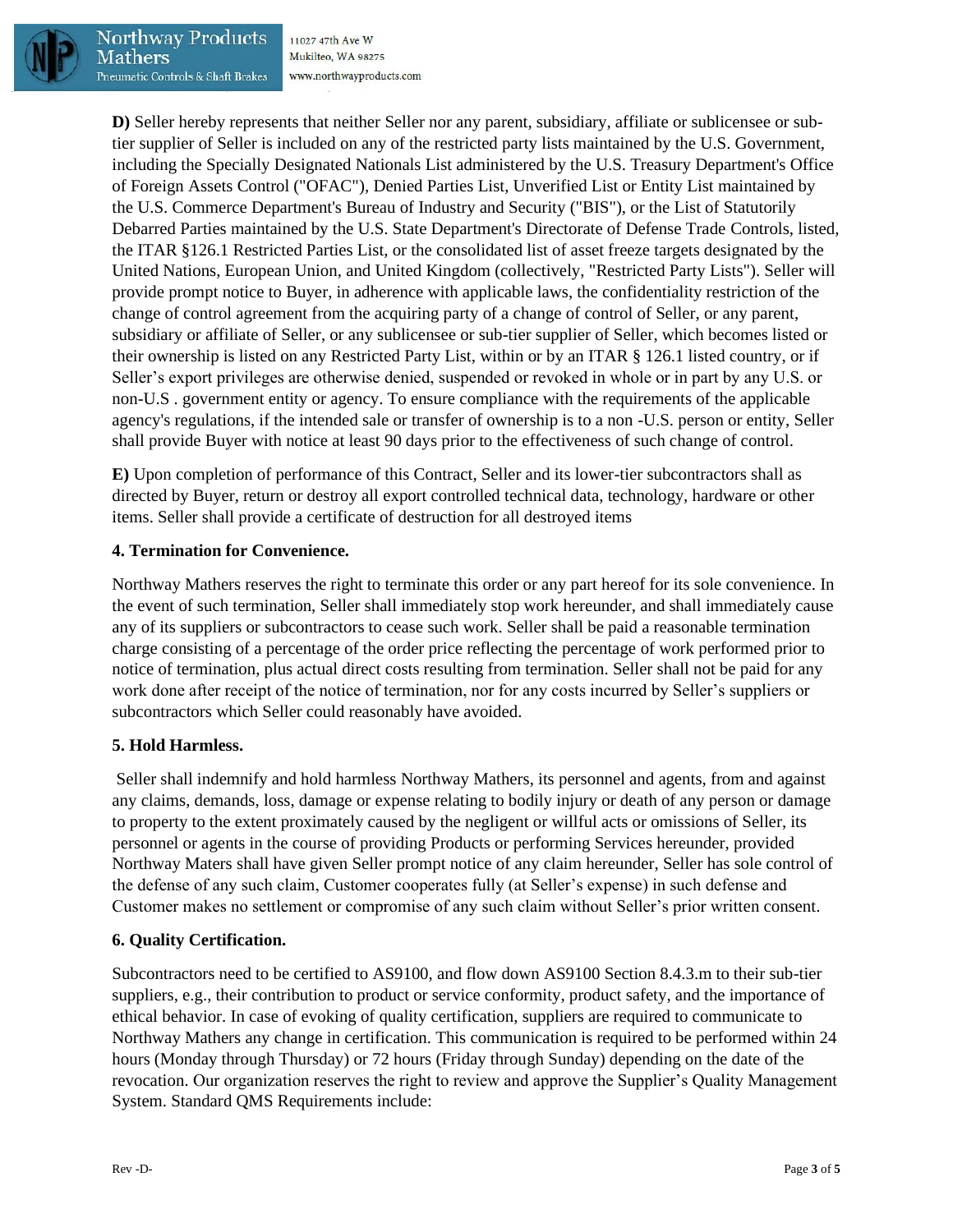**D)** Seller hereby represents that neither Seller nor any parent, subsidiary, affiliate or sublicensee or sub-tier supplier of Seller is included on any of the restricted party lists maintained by the U.S. Government, including the Specially Designated Nationals List administered by the U.S. Treasury Department's Office of Foreign Assets Control ("OFAC"), Denied Parties List, Unverified List or Entity List maintained by the U.S. Commerce Department's Bureau of Industry and Security ("BIS"), or the List of Statutorily Debarred Parties maintained by the U.S. State Department's Directorate of Defense Trade Controls, listed, the ITAR §126.1 Restricted Parties List, or the consolidated list of asset freeze targets designated by the United Nations, European Union, and United Kingdom (collectively, "Restricted Party Lists"). Seller will provide prompt notice to Buyer, in adherence with applicable laws, the confidentiality restriction of the change of control agreement from the acquiring party of a change of control of Seller, or any parent, subsidiary or affiliate of Seller, or any sublicensee or sub-tier supplier of Seller, which becomes listed or their ownership is listed on any Restricted Party List, within or by an ITAR § 126.1 listed country, or if Seller's export privileges are otherwise denied, suspended or revoked in whole or in part by any U.S. or non-U.S . government entity or agency. To ensure compliance with the requirements of the applicable agency's regulations, if the intended sale or transfer of ownership is to a non -U.S. person or entity, Seller shall provide Buyer with notice at least 90 days prior to the effectiveness of such change of control.

**E)** Upon completion of performance of this Contract, Seller and its lower-tier subcontractors shall as directed by Buyer, return or destroy all export controlled technical data, technology, hardware or other items. Seller shall provide a certificate of destruction for all destroyed items

**4. Termination for Convenience.**

Northway Mathers reserves the right to terminate this order or any part hereof for its sole convenience. In the event of such termination, Seller shall immediately stop work hereunder, and shall immediately cause any of its suppliers or subcontractors to cease such work. Seller shall be paid a reasonable termination charge consisting of a percentage of the order price reflecting the percentage of work performed prior to notice of termination, plus actual direct costs resulting from termination. Seller shall not be paid for any work done after receipt of the notice of termination, nor for any costs incurred by Seller's suppliers or subcontractors which Seller could reasonably have avoided.

**5. Hold Harmless.**

Seller shall indemnify and hold harmless Northway Mathers, its personnel and agents, from and against any claims, demands, loss, damage or expense relating to bodily injury or death of any person or damage to property to the extent proximately caused by the negligent or willful acts or omissions of Seller, its personnel or agents in the course of providing Products or performing Services hereunder, provided Northway Maters shall have given Seller prompt notice of any claim hereunder, Seller has sole control of the defense of any such claim, Customer cooperates fully (at Seller's expense) in such defense and Customer makes no settlement or compromise of any such claim without Seller's prior written consent.

**6. Quality Certification.**

Subcontractors need to be certified to AS9100, and flow down AS9100 Section 8.4.3.m to their sub-tier suppliers, e.g., their contribution to product or service conformity, product safety, and the importance of ethical behavior. In case of evoking of quality certification, suppliers are required to communicate to Northway Mathers any change in certification. This communication is required to be performed within 24 hours (Monday through Thursday) or 72 hours (Friday through Sunday) depending on the date of the revocation. Our organization reserves the right to review and approve the Supplier's Quality Management System. Standard QMS Requirements include: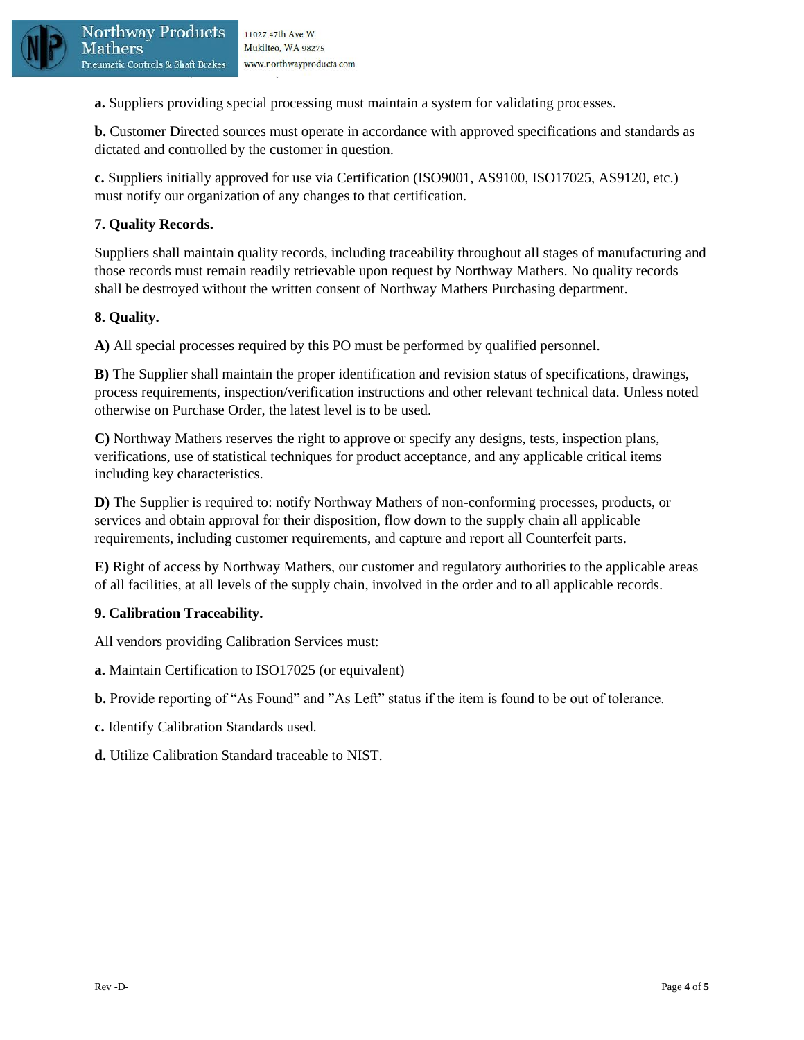**a.** Suppliers providing special processing must maintain a system for validating processes.

**b.** Customer Directed sources must operate in accordance with approved specifications and standards as dictated and controlled by the customer in question.

**c.** Suppliers initially approved for use via Certification (ISO9001, AS9100, ISO17025, AS9120, etc.) must notify our organization of any changes to that certification.

**7. Quality Records.**

Suppliers shall maintain quality records, including traceability throughout all stages of manufacturing and those records must remain readily retrievable upon request by Northway Mathers. No quality records shall be destroyed without the written consent of Northway Mathers Purchasing department.

**8. Quality.**

**A)** All special processes required by this PO must be performed by qualified personnel.

**B)** The Supplier shall maintain the proper identification and revision status of specifications, drawings, process requirements, inspection/verification instructions and other relevant technical data. Unless noted otherwise on Purchase Order, the latest level is to be used.

**C)** Northway Mathers reserves the right to approve or specify any designs, tests, inspection plans, verifications, use of statistical techniques for product acceptance, and any applicable critical items including key characteristics.

**D)** The Supplier is required to: notify Northway Mathers of non-conforming processes, products, or services and obtain approval for their disposition, flow down to the supply chain all applicable requirements, including customer requirements, and capture and report all Counterfeit parts.

**E)** Right of access by Northway Mathers, our customer and regulatory authorities to the applicable areas of all facilities, at all levels of the supply chain, involved in the order and to all applicable records.

**9. Calibration Traceability.**

All vendors providing Calibration Services must:

**a.** Maintain Certification to ISO17025 (or equivalent)

**b.** Provide reporting of "As Found" and "As Left" status if the item is found to be out of tolerance.

**c.** Identify Calibration Standards used.

**d.** Utilize Calibration Standard traceable to NIST.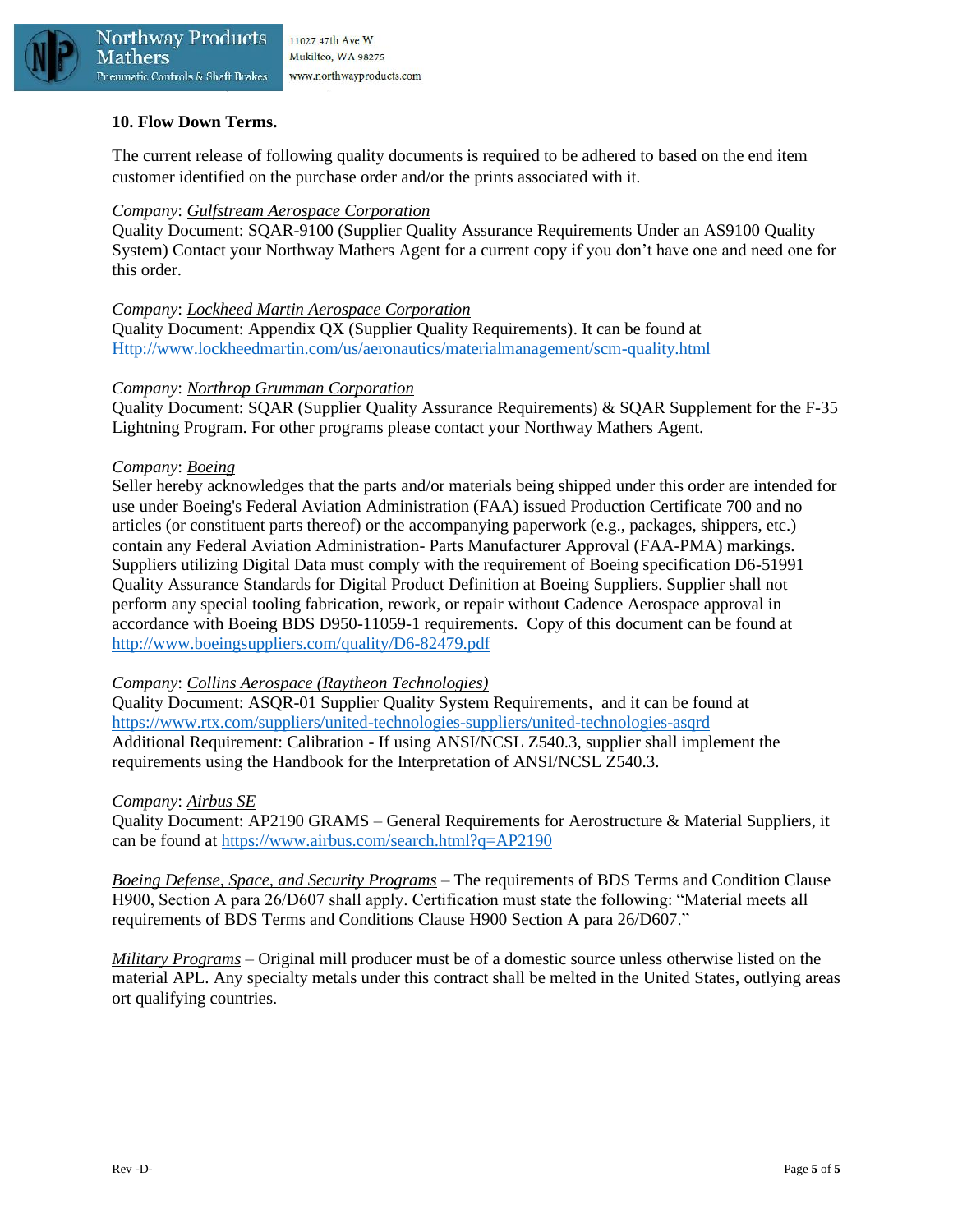## 10. Flow Down Terms.

The current release of following quality documents is required to be adhered to based on the end item customer identified on the purchase order and/or the prints associated with it.

*Company*: Gulfstream Aerospace Corporation
Quality Document: SQAR-9100 (Supplier Quality Assurance Requirements Under an AS9100 Quality System) Contact your Northway Mathers Agent for a current copy if you don't have one and need one for this order.

*Company*: Lockheed Martin Aerospace Corporation
Quality Document: Appendix QX (Supplier Quality Requirements). It can be found at Http://www.lockheedmartin.com/us/aeronautics/materialmanagement/scm-quality.html

*Company*: Northrop Grumman Corporation
Quality Document: SQAR (Supplier Quality Assurance Requirements) & SQAR Supplement for the F-35 Lightning Program. For other programs please contact your Northway Mathers Agent.

*Company*: Boeing
Seller hereby acknowledges that the parts and/or materials being shipped under this order are intended for use under Boeing's Federal Aviation Administration (FAA) issued Production Certificate 700 and no articles (or constituent parts thereof) or the accompanying paperwork (e.g., packages, shippers, etc.) contain any Federal Aviation Administration- Parts Manufacturer Approval (FAA-PMA) markings. Suppliers utilizing Digital Data must comply with the requirement of Boeing specification D6-51991 Quality Assurance Standards for Digital Product Definition at Boeing Suppliers. Supplier shall not perform any special tooling fabrication, rework, or repair without Cadence Aerospace approval in accordance with Boeing BDS D950-11059-1 requirements. Copy of this document can be found at http://www.boeingsuppliers.com/quality/D6-82479.pdf

*Company*: Collins Aerospace (Raytheon Technologies)
Quality Document: ASQR-01 Supplier Quality System Requirements, and it can be found at https://www.rtx.com/suppliers/united-technologies-suppliers/united-technologies-asqrd
Additional Requirement: Calibration - If using ANSI/NCSL Z540.3, supplier shall implement the requirements using the Handbook for the Interpretation of ANSI/NCSL Z540.3.

*Company*: Airbus SE
Quality Document: AP2190 GRAMS – General Requirements for Aerostructure & Material Suppliers, it can be found at https://www.airbus.com/search.html?q=AP2190

*Boeing Defense, Space, and Security Programs* – The requirements of BDS Terms and Condition Clause H900, Section A para 26/D607 shall apply. Certification must state the following: "Material meets all requirements of BDS Terms and Conditions Clause H900 Section A para 26/D607."

*Military Programs* – Original mill producer must be of a domestic source unless otherwise listed on the material APL. Any specialty metals under this contract shall be melted in the United States, outlying areas ort qualifying countries.

Rev -D-